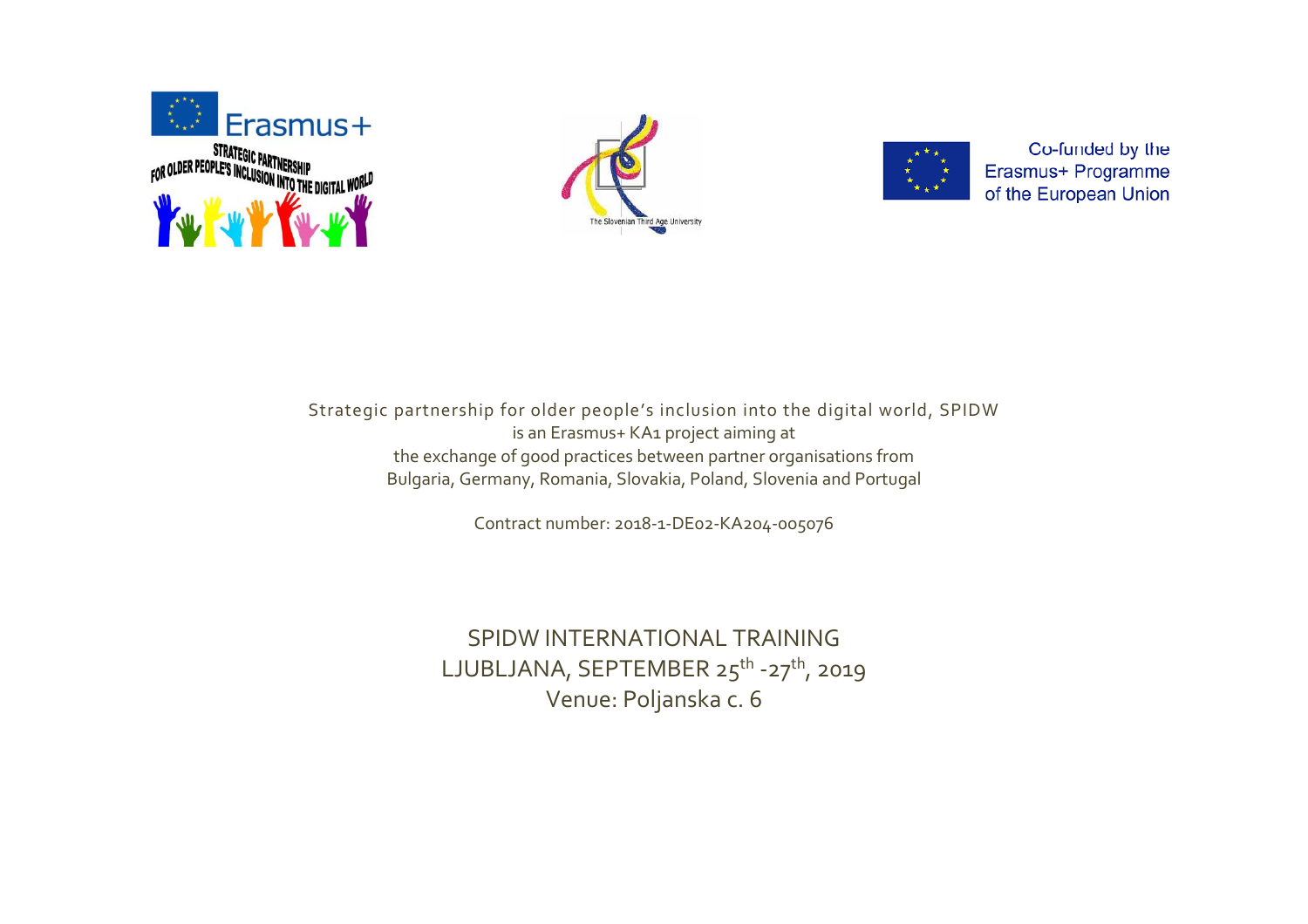Strategic partnership for older people's inclusion into the digital world, SPIDW
is an Erasmus+ KA1 project aiming at
the exchange of good practices between partner organisations from
Bulgaria, Germany, Romania, Slovakia, Poland, Slovenia and Portugal

Contract number: 2018-1-DE02-KA204-005076

# SPIDW INTERNATIONAL TRAINING
# LJUBLJANA, SEPTEMBER 25th -27th, 2019
# Venue: Poljanska c. 6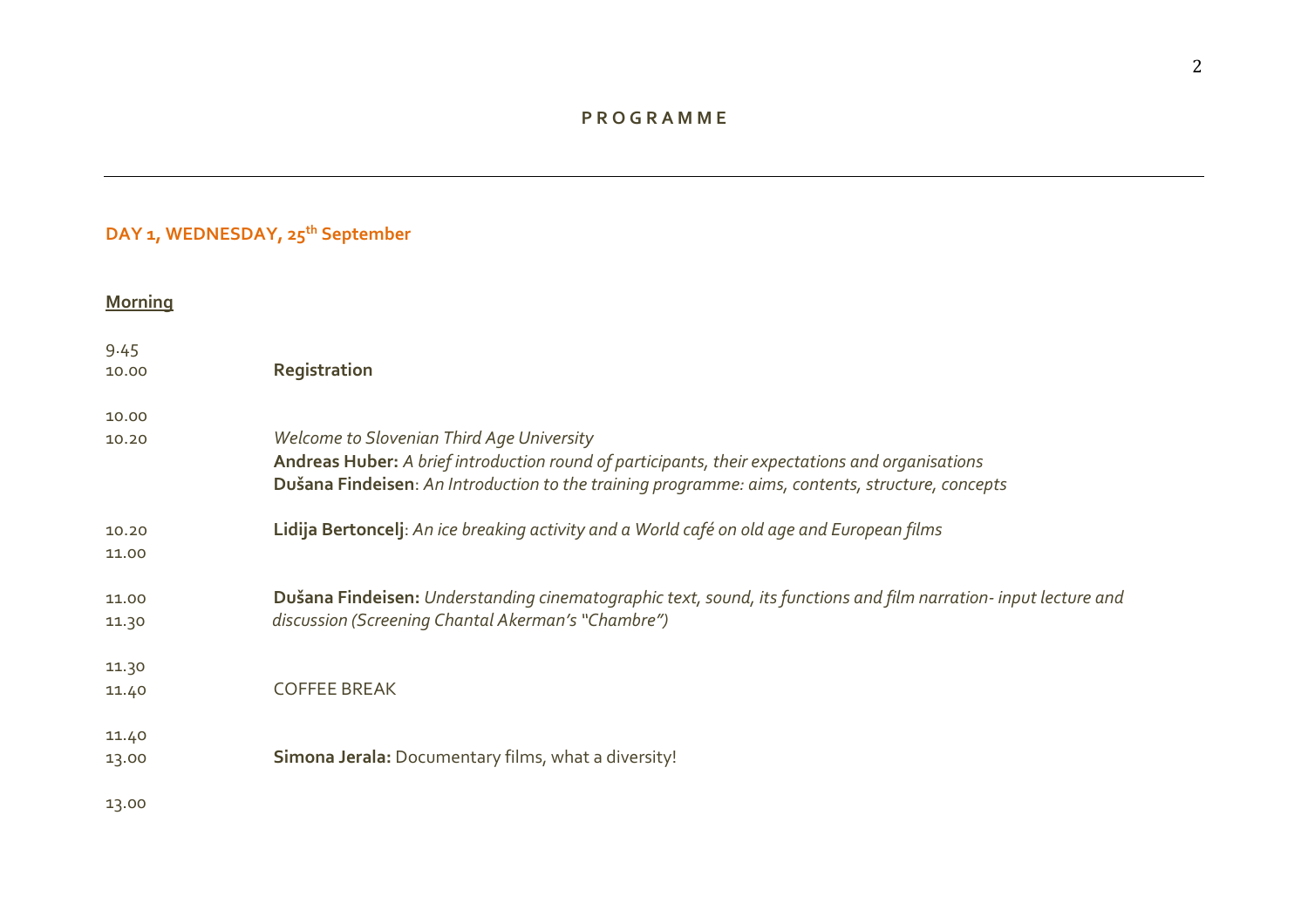**PROGRAMME**

---

## DAY 1, WEDNESDAY, 25th September

**Morning**

| | |
|---|---|
| 9.45<br>10.00 | **Registration** |
| 10.00<br>10.20 | *Welcome to Slovenian Third Age University*<br>**Andreas Huber:** *A brief introduction round of participants, their expectations and organisations*<br>**Dušana Findeisen**: *An Introduction to the training programme: aims, contents, structure, concepts* |
| 10.20<br>11.00 | **Lidija Bertoncelj**: *An ice breaking activity and a World café on old age and European films* |
| 11.00<br>11.30 | **Dušana Findeisen:** *Understanding cinematographic text, sound, its functions and film narration- input lecture and discussion (Screening Chantal Akerman's "Chambre")* |
| 11.30<br>11.40 | COFFEE BREAK |
| 11.40<br>13.00 | **Simona Jerala:** Documentary films, what a diversity! |
| 13.00 | |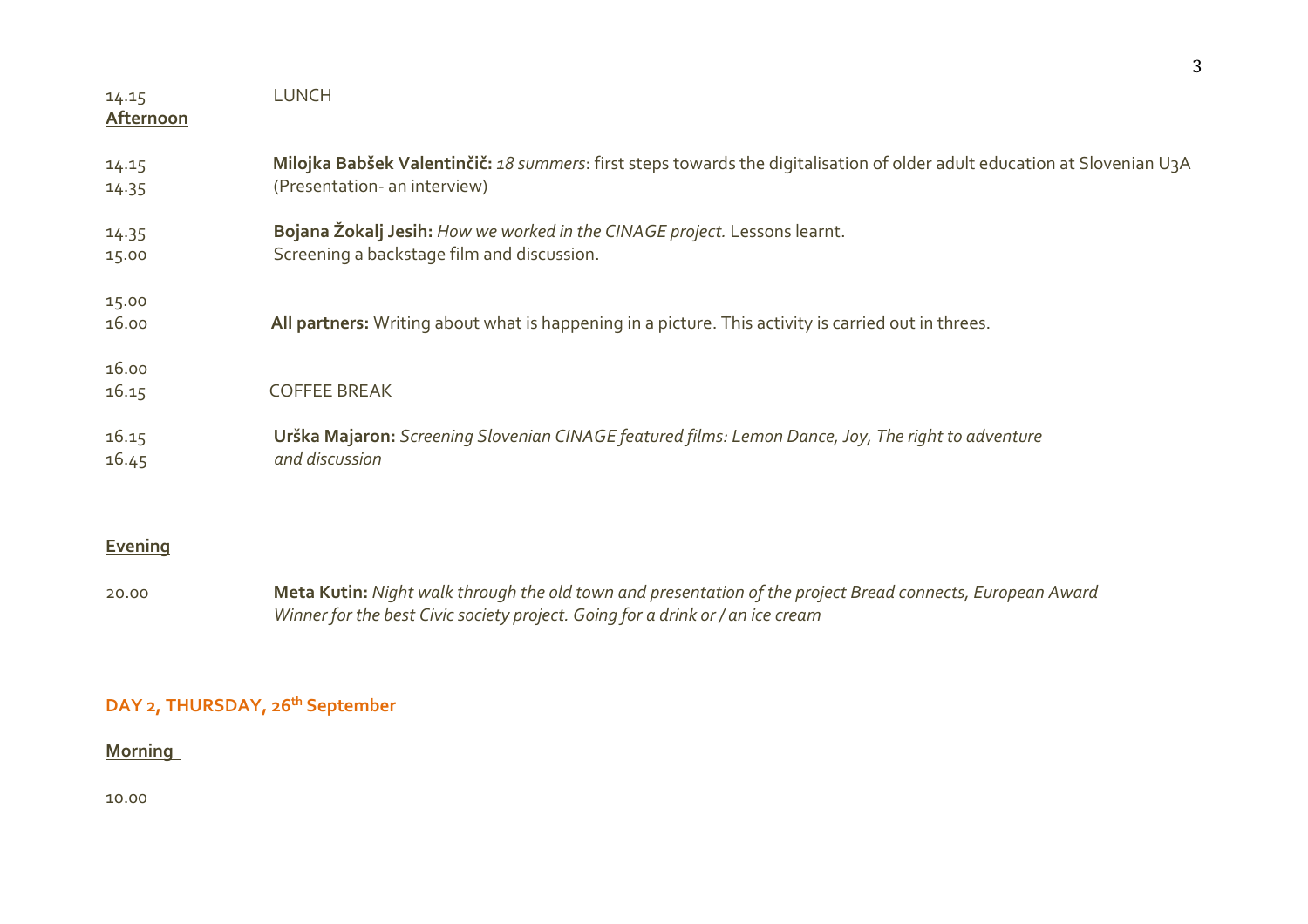14.15 LUNCH

**Afternoon**

| | |
|---|---|
| 14.15<br>14.35 | **Milojka Babšek Valentinčič:** *18 summers*: first steps towards the digitalisation of older adult education at Slovenian U3A (Presentation- an interview) |
| 14.35<br>15.00 | **Bojana Žokalj Jesih:** *How we worked in the CINAGE project.* Lessons learnt. Screening a backstage film and discussion. |
| 15.00<br>16.00 | **All partners:** Writing about what is happening in a picture. This activity is carried out in threes. |
| 16.00<br>16.15 | COFFEE BREAK |
| 16.15<br>16.45 | **Urška Majaron:** *Screening Slovenian CINAGE featured films: Lemon Dance, Joy, The right to adventure and discussion* |

**Evening**

| | |
|---|---|
| 20.00 | **Meta Kutin:** *Night walk through the old town and presentation of the project Bread connects, European Award Winner for the best Civic society project. Going for a drink or / an ice cream* |

## DAY 2, THURSDAY, 26th September

**Morning**

10.00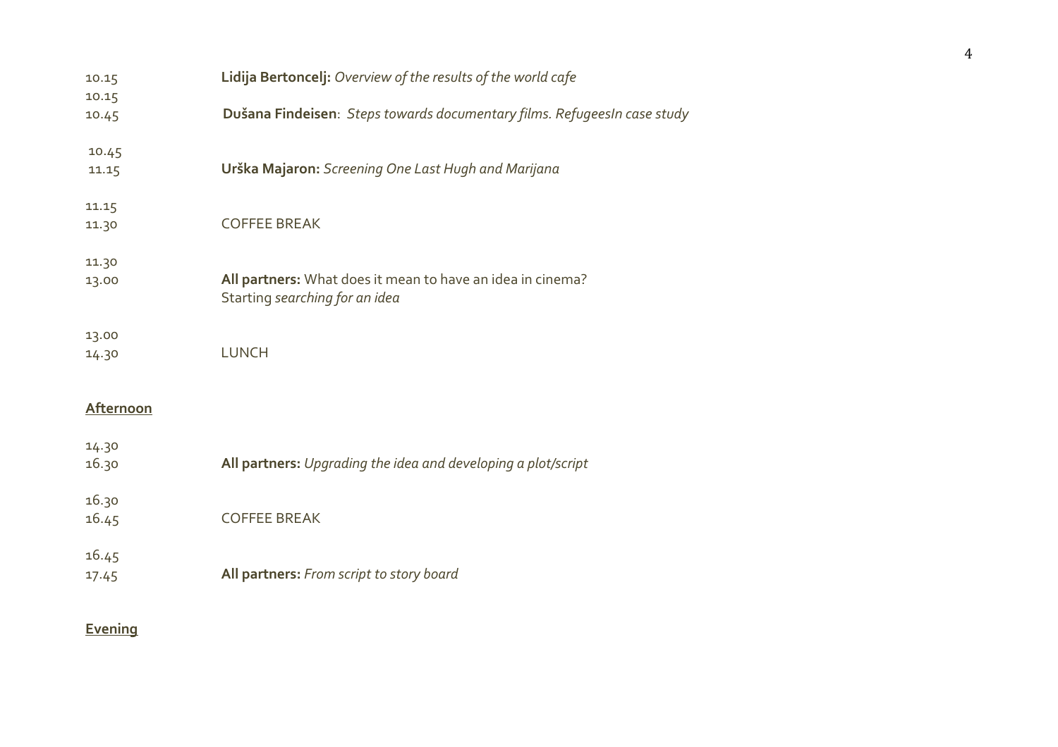| | |
|---|---|
| 10.15 | **Lidija Bertoncelj:** *Overview of the results of the world cafe* |
| 10.15<br>10.45 | **Dušana Findeisen**: *Steps towards documentary films. RefugeesIn case study* |
| 10.45<br>11.15 | **Urška Majaron:** *Screening One Last Hugh and Marijana* |
| 11.15<br>11.30 | COFFEE BREAK |
| 11.30<br>13.00 | **All partners:** What does it mean to have an idea in cinema?<br>Starting *searching for an idea* |
| 13.00<br>14.30 | LUNCH |

**Afternoon**

| | |
|---|---|
| 14.30<br>16.30 | **All partners:** *Upgrading the idea and developing a plot/script* |
| 16.30<br>16.45 | COFFEE BREAK |
| 16.45<br>17.45 | **All partners:** *From script to story board* |

**Evening**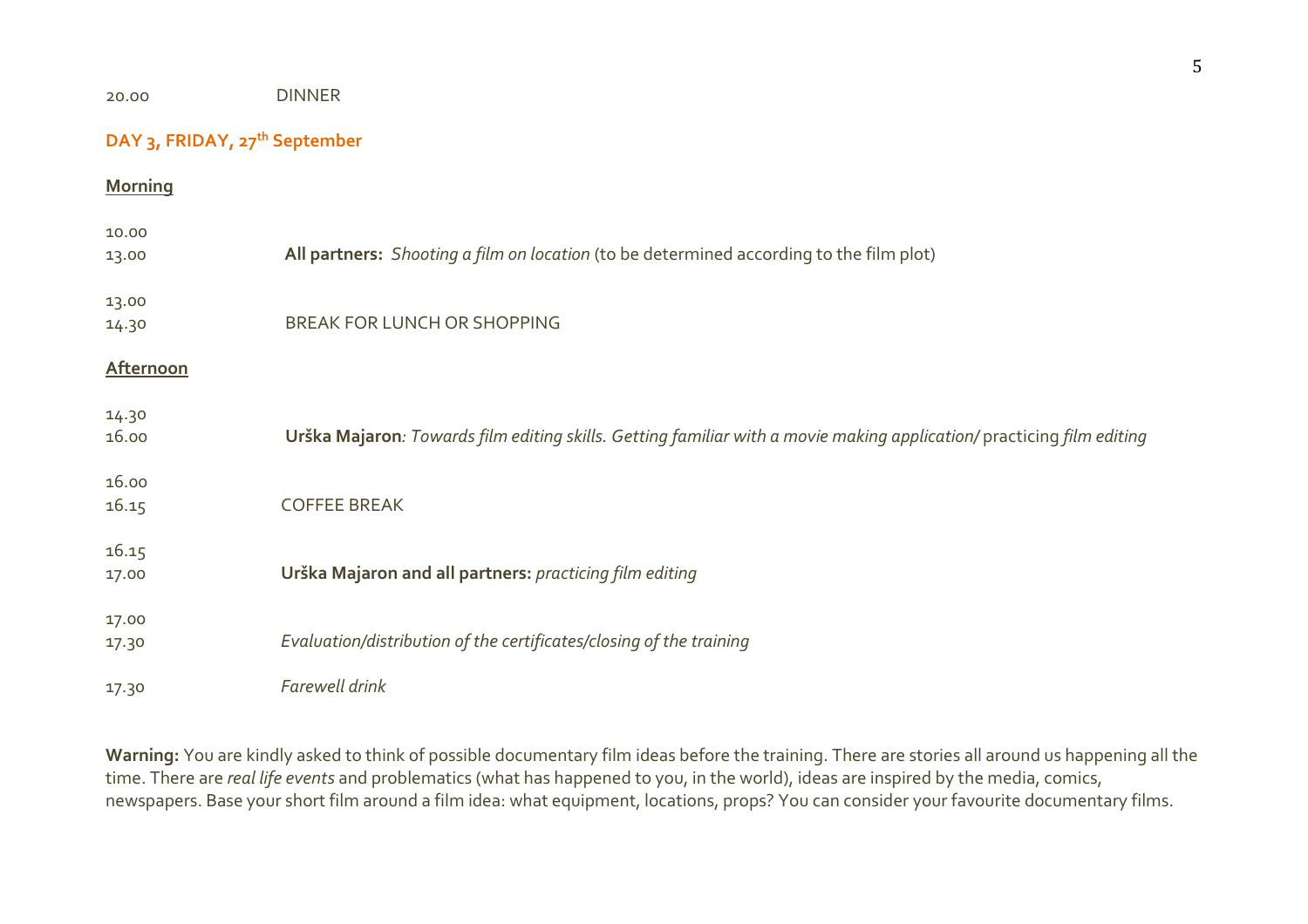20.00 DINNER

## DAY 3, FRIDAY, 27th September

**Morning**

| | |
|---|---|
| 10.00<br>13.00 | **All partners:** *Shooting a film on location* (to be determined according to the film plot) |
| 13.00<br>14.30 | BREAK FOR LUNCH OR SHOPPING |

**Afternoon**

| | |
|---|---|
| 14.30<br>16.00 | **Urška Majaron***: Towards film editing skills. Getting familiar with a movie making application/* practicing *film editing* |
| 16.00<br>16.15 | COFFEE BREAK |
| 16.15<br>17.00 | **Urška Majaron and all partners:** *practicing film editing* |
| 17.00<br>17.30 | *Evaluation/distribution of the certificates/closing of the training* |
| 17.30 | *Farewell drink* |

**Warning:** You are kindly asked to think of possible documentary film ideas before the training. There are stories all around us happening all the time. There are *real life events* and problematics (what has happened to you, in the world), ideas are inspired by the media, comics, newspapers. Base your short film around a film idea: what equipment, locations, props? You can consider your favourite documentary films.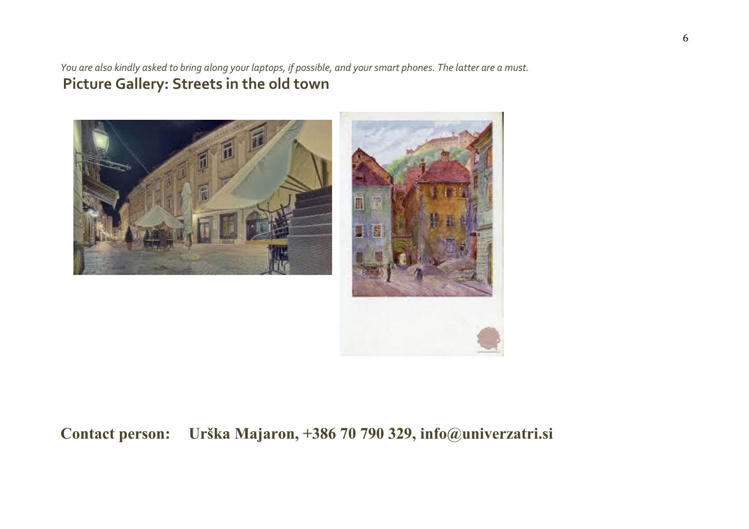*You are also kindly asked to bring along your laptops, if possible, and your smart phones. The latter are a must.*

## Picture Gallery: Streets in the old town

**Contact person: Urška Majaron, +386 70 790 329, info@univerzatri.si**